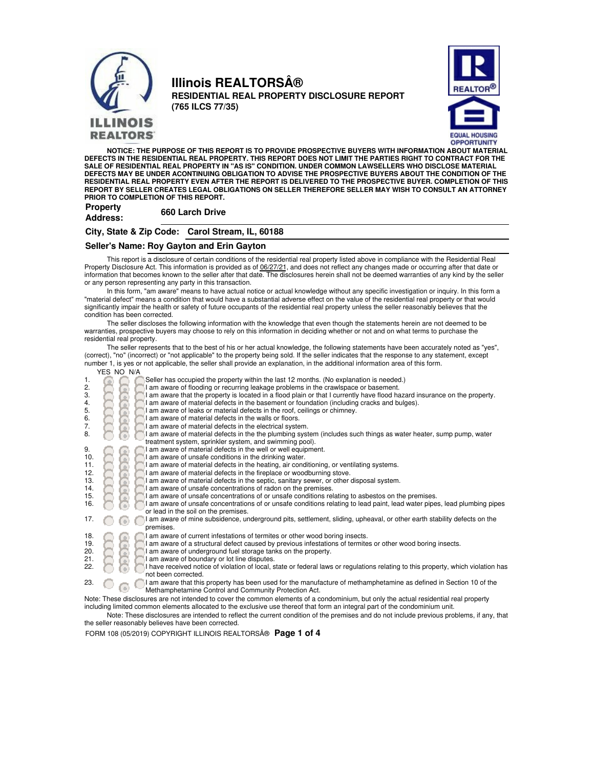# Illinois REALTORSÂ®

## RESIDENTIAL REAL PROPERTY DISCLOSURE REPORT
## (765 ILCS 77/35)

**NOTICE: THE PURPOSE OF THIS REPORT IS TO PROVIDE PROSPECTIVE BUYERS WITH INFORMATION ABOUT MATERIAL DEFECTS IN THE RESIDENTIAL REAL PROPERTY. THIS REPORT DOES NOT LIMIT THE PARTIES RIGHT TO CONTRACT FOR THE SALE OF RESIDENTIAL REAL PROPERTY IN "AS IS" CONDITION. UNDER COMMON LAWSELLERS WHO DISCLOSE MATERIAL DEFECTS MAY BE UNDER ACONTINUING OBLIGATION TO ADVISE THE PROSPECTIVE BUYERS ABOUT THE CONDITION OF THE RESIDENTIAL REAL PROPERTY EVEN AFTER THE REPORT IS DELIVERED TO THE PROSPECTIVE BUYER. COMPLETION OF THIS REPORT BY SELLER CREATES LEGAL OBLIGATIONS ON SELLER THEREFORE SELLER MAY WISH TO CONSULT AN ATTORNEY PRIOR TO COMPLETION OF THIS REPORT.**

**Property Address:** 660 Larch Drive

**City, State & Zip Code:** Carol Stream, IL, 60188

**Seller's Name:** Roy Gayton and Erin Gayton

This report is a disclosure of certain conditions of the residential real property listed above in compliance with the Residential Real Property Disclosure Act. This information is provided as of 06/27/21, and does not reflect any changes made or occurring after that date or information that becomes known to the seller after that date. The disclosures herein shall not be deemed warranties of any kind by the seller or any person representing any party in this transaction.

In this form, "am aware" means to have actual notice or actual knowledge without any specific investigation or inquiry. In this form a "material defect" means a condition that would have a substantial adverse effect on the value of the residential real property or that would significantly impair the health or safety of future occupants of the residential real property unless the seller reasonably believes that the condition has been corrected.

The seller discloses the following information with the knowledge that even though the statements herein are not deemed to be warranties, prospective buyers may choose to rely on this information in deciding whether or not and on what terms to purchase the residential real property.

The seller represents that to the best of his or her actual knowledge, the following statements have been accurately noted as "yes", (correct), "no" (incorrect) or "not applicable" to the property being sold. If the seller indicates that the response to any statement, except number 1, is yes or not applicable, the seller shall provide an explanation, in the additional information area of this form.

| | YES | NO | N/A | |
|---|---|---|---|---|
| 1. | X | | | Seller has occupied the property within the last 12 months. (No explanation is needed.) |
| 2. | | X | | I am aware of flooding or recurring leakage problems in the crawlspace or basement. |
| 3. | | X | | I am aware that the property is located in a flood plain or that I currently have flood hazard insurance on the property. |
| 4. | | X | | I am aware of material defects in the basement or foundation (including cracks and bulges). |
| 5. | | X | | I am aware of leaks or material defects in the roof, ceilings or chimney. |
| 6. | | X | | I am aware of material defects in the walls or floors. |
| 7. | | X | | I am aware of material defects in the electrical system. |
| 8. | | X | | I am aware of material defects in the the plumbing system (includes such things as water heater, sump pump, water treatment system, sprinkler system, and swimming pool). |
| 9. | | X | | I am aware of material defects in the well or well equipment. |
| 10. | | X | | I am aware of unsafe conditions in the drinking water. |
| 11. | | X | | I am aware of material defects in the heating, air conditioning, or ventilating systems. |
| 12. | | X | | I am aware of material defects in the fireplace or woodburning stove. |
| 13. | | X | | I am aware of material defects in the septic, sanitary sewer, or other disposal system. |
| 14. | | X | | I am aware of unsafe concentrations of radon on the premises. |
| 15. | | X | | I am aware of unsafe concentrations of or unsafe conditions relating to asbestos on the premises. |
| 16. | | X | | I am aware of unsafe concentrations of or unsafe conditions relating to lead paint, lead water pipes, lead plumbing pipes or lead in the soil on the premises. |
| 17. | | X | | I am aware of mine subsidence, underground pits, settlement, sliding, upheaval, or other earth stability defects on the premises. |
| 18. | | X | | I am aware of current infestations of termites or other wood boring insects. |
| 19. | | X | | I am aware of a structural defect caused by previous infestations of termites or other wood boring insects. |
| 20. | | X | | I am aware of underground fuel storage tanks on the property. |
| 21. | | X | | I am aware of boundary or lot line disputes. |
| 22. | | X | | I have received notice of violation of local, state or federal laws or regulations relating to this property, which violation has not been corrected. |
| 23. | | X | | I am aware that this property has been used for the manufacture of methamphetamine as defined in Section 10 of the Methamphetamine Control and Community Protection Act. |

Note: These disclosures are not intended to cover the common elements of a condominium, but only the actual residential real property including limited common elements allocated to the exclusive use thereof that form an integral part of the condominium unit.

Note: These disclosures are intended to reflect the current condition of the premises and do not include previous problems, if any, that the seller reasonably believes have been corrected.

FORM 108 (05/2019) COPYRIGHT ILLINOIS REALTORSÂ®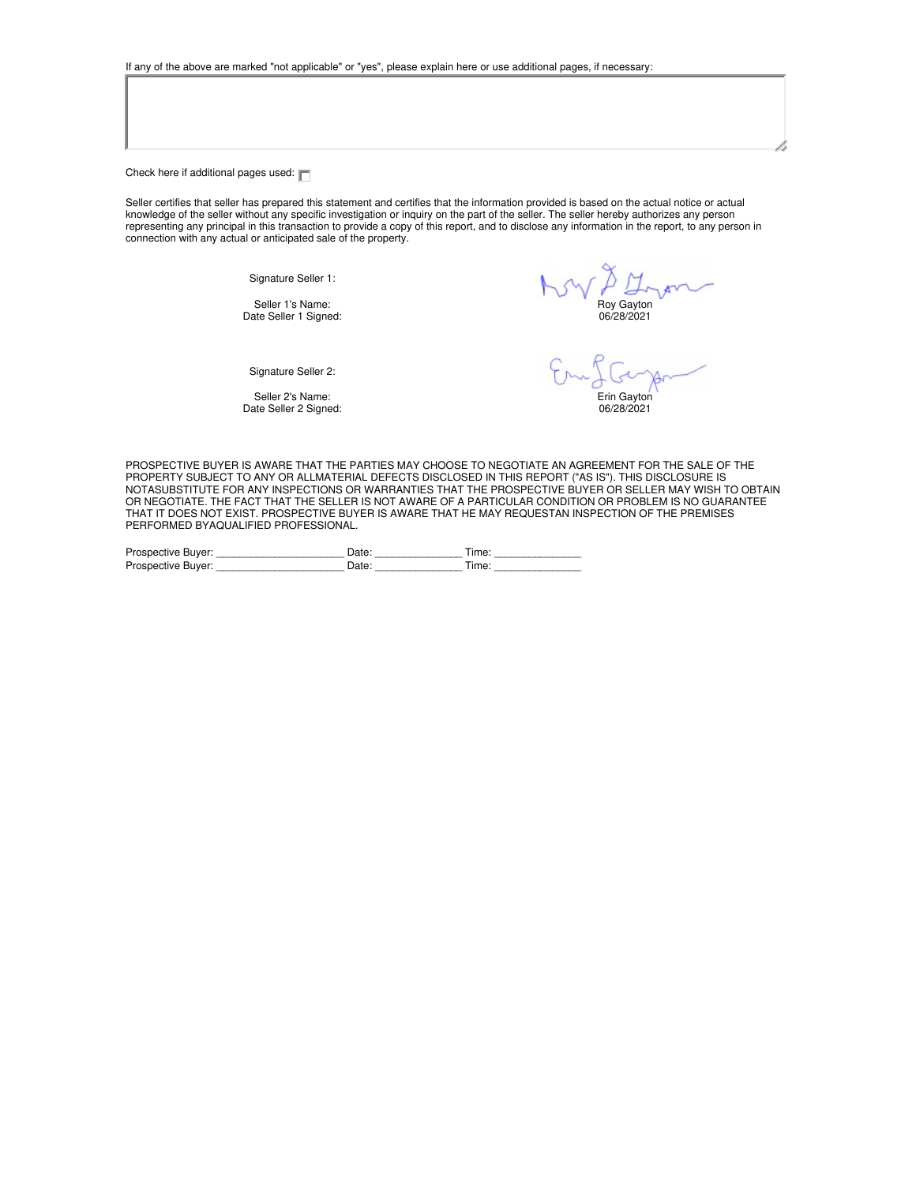If any of the above are marked "not applicable" or "yes", please explain here or use additional pages, if necessary:

Check here if additional pages used: ☐

Seller certifies that seller has prepared this statement and certifies that the information provided is based on the actual notice or actual knowledge of the seller without any specific investigation or inquiry on the part of the seller. The seller hereby authorizes any person representing any principal in this transaction to provide a copy of this report, and to disclose any information in the report, to any person in connection with any actual or anticipated sale of the property.

Signature Seller 1:

Seller 1's Name: Roy Gayton
Date Seller 1 Signed: 06/28/2021

Signature Seller 2:

Seller 2's Name: Erin Gayton
Date Seller 2 Signed: 06/28/2021

PROSPECTIVE BUYER IS AWARE THAT THE PARTIES MAY CHOOSE TO NEGOTIATE AN AGREEMENT FOR THE SALE OF THE PROPERTY SUBJECT TO ANY OR ALLMATERIAL DEFECTS DISCLOSED IN THIS REPORT ("AS IS"). THIS DISCLOSURE IS NOTASUBSTITUTE FOR ANY INSPECTIONS OR WARRANTIES THAT THE PROSPECTIVE BUYER OR SELLER MAY WISH TO OBTAIN OR NEGOTIATE. THE FACT THAT THE SELLER IS NOT AWARE OF A PARTICULAR CONDITION OR PROBLEM IS NO GUARANTEE THAT IT DOES NOT EXIST. PROSPECTIVE BUYER IS AWARE THAT HE MAY REQUESTAN INSPECTION OF THE PREMISES PERFORMED BYAQUALIFIED PROFESSIONAL.

Prospective Buyer: ______________________ Date: _______________ Time: _______________
Prospective Buyer: ______________________ Date: _______________ Time: _______________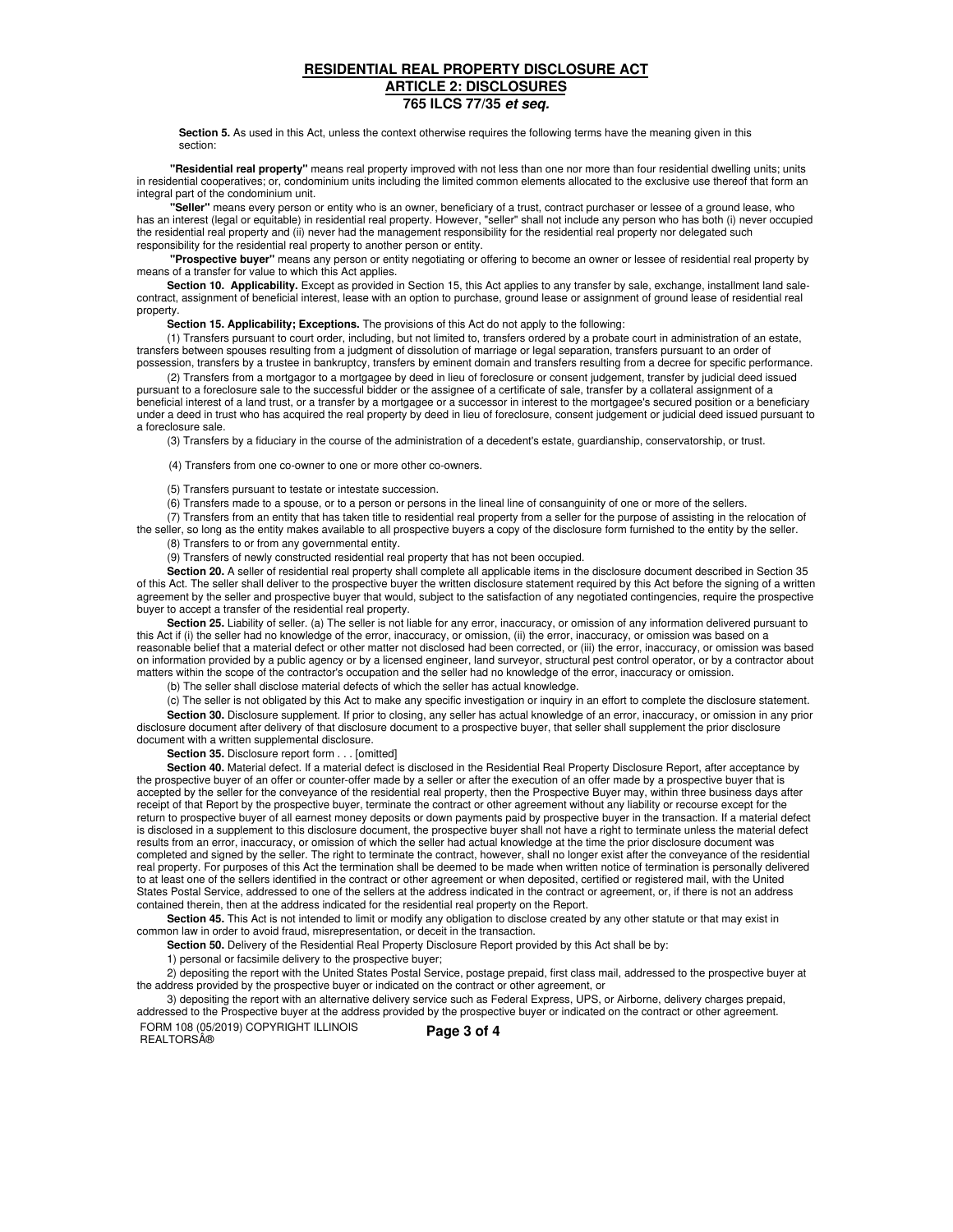# RESIDENTIAL REAL PROPERTY DISCLOSURE ACT
## ARTICLE 2: DISCLOSURES
### 765 ILCS 77/35 *et seq.*

**Section 5.** As used in this Act, unless the context otherwise requires the following terms have the meaning given in this section:

**"Residential real property"** means real property improved with not less than one nor more than four residential dwelling units; units in residential cooperatives; or, condominium units including the limited common elements allocated to the exclusive use thereof that form an integral part of the condominium unit.

**"Seller"** means every person or entity who is an owner, beneficiary of a trust, contract purchaser or lessee of a ground lease, who has an interest (legal or equitable) in residential real property. However, "seller" shall not include any person who has both (i) never occupied the residential real property and (ii) never had the management responsibility for the residential real property nor delegated such responsibility for the residential real property to another person or entity.

**"Prospective buyer"** means any person or entity negotiating or offering to become an owner or lessee of residential real property by means of a transfer for value to which this Act applies.

**Section 10. Applicability.** Except as provided in Section 15, this Act applies to any transfer by sale, exchange, installment land sale-contract, assignment of beneficial interest, lease with an option to purchase, ground lease or assignment of ground lease of residential real property.

**Section 15. Applicability; Exceptions.** The provisions of this Act do not apply to the following:

(1) Transfers pursuant to court order, including, but not limited to, transfers ordered by a probate court in administration of an estate, transfers between spouses resulting from a judgment of dissolution of marriage or legal separation, transfers pursuant to an order of possession, transfers by a trustee in bankruptcy, transfers by eminent domain and transfers resulting from a decree for specific performance.

(2) Transfers from a mortgagor to a mortgagee by deed in lieu of foreclosure or consent judgement, transfer by judicial deed issued pursuant to a foreclosure sale to the successful bidder or the assignee of a certificate of sale, transfer by a collateral assignment of a beneficial interest of a land trust, or a transfer by a mortgagee or a successor in interest to the mortgagee's secured position or a beneficiary under a deed in trust who has acquired the real property by deed in lieu of foreclosure, consent judgement or judicial deed issued pursuant to a foreclosure sale.

(3) Transfers by a fiduciary in the course of the administration of a decedent's estate, guardianship, conservatorship, or trust.

(4) Transfers from one co-owner to one or more other co-owners.

(5) Transfers pursuant to testate or intestate succession.

(6) Transfers made to a spouse, or to a person or persons in the lineal line of consanguinity of one or more of the sellers.

(7) Transfers from an entity that has taken title to residential real property from a seller for the purpose of assisting in the relocation of the seller, so long as the entity makes available to all prospective buyers a copy of the disclosure form furnished to the entity by the seller.

(8) Transfers to or from any governmental entity.

(9) Transfers of newly constructed residential real property that has not been occupied.

**Section 20.** A seller of residential real property shall complete all applicable items in the disclosure document described in Section 35 of this Act. The seller shall deliver to the prospective buyer the written disclosure statement required by this Act before the signing of a written agreement by the seller and prospective buyer that would, subject to the satisfaction of any negotiated contingencies, require the prospective buyer to accept a transfer of the residential real property.

**Section 25.** Liability of seller. (a) The seller is not liable for any error, inaccuracy, or omission of any information delivered pursuant to this Act if (i) the seller had no knowledge of the error, inaccuracy, or omission, (ii) the error, inaccuracy, or omission was based on a reasonable belief that a material defect or other matter not disclosed had been corrected, or (iii) the error, inaccuracy, or omission was based on information provided by a public agency or by a licensed engineer, land surveyor, structural pest control operator, or by a contractor about matters within the scope of the contractor's occupation and the seller had no knowledge of the error, inaccuracy or omission.

(b) The seller shall disclose material defects of which the seller has actual knowledge.

(c) The seller is not obligated by this Act to make any specific investigation or inquiry in an effort to complete the disclosure statement.

**Section 30.** Disclosure supplement. If prior to closing, any seller has actual knowledge of an error, inaccuracy, or omission in any prior disclosure document after delivery of that disclosure document to a prospective buyer, that seller shall supplement the prior disclosure document with a written supplemental disclosure.

**Section 35.** Disclosure report form . . . [omitted]

**Section 40.** Material defect. If a material defect is disclosed in the Residential Real Property Disclosure Report, after acceptance by the prospective buyer of an offer or counter-offer made by a seller or after the execution of an offer made by a prospective buyer that is accepted by the seller for the conveyance of the residential real property, then the Prospective Buyer may, within three business days after receipt of that Report by the prospective buyer, terminate the contract or other agreement without any liability or recourse except for the return to prospective buyer of all earnest money deposits or down payments paid by prospective buyer in the transaction. If a material defect is disclosed in a supplement to this disclosure document, the prospective buyer shall not have a right to terminate unless the material defect results from an error, inaccuracy, or omission of which the seller had actual knowledge at the time the prior disclosure document was completed and signed by the seller. The right to terminate the contract, however, shall no longer exist after the conveyance of the residential real property. For purposes of this Act the termination shall be deemed to be made when written notice of termination is personally delivered to at least one of the sellers identified in the contract or other agreement or when deposited, certified or registered mail, with the United States Postal Service, addressed to one of the sellers at the address indicated in the contract or agreement, or, if there is not an address contained therein, then at the address indicated for the residential real property on the Report.

**Section 45.** This Act is not intended to limit or modify any obligation to disclose created by any other statute or that may exist in common law in order to avoid fraud, misrepresentation, or deceit in the transaction.

**Section 50.** Delivery of the Residential Real Property Disclosure Report provided by this Act shall be by:

1) personal or facsimile delivery to the prospective buyer;

2) depositing the report with the United States Postal Service, postage prepaid, first class mail, addressed to the prospective buyer at the address provided by the prospective buyer or indicated on the contract or other agreement, or

3) depositing the report with an alternative delivery service such as Federal Express, UPS, or Airborne, delivery charges prepaid, addressed to the Prospective buyer at the address provided by the prospective buyer or indicated on the contract or other agreement.

FORM 108 (05/2019) COPYRIGHT ILLINOIS REALTORSÂ®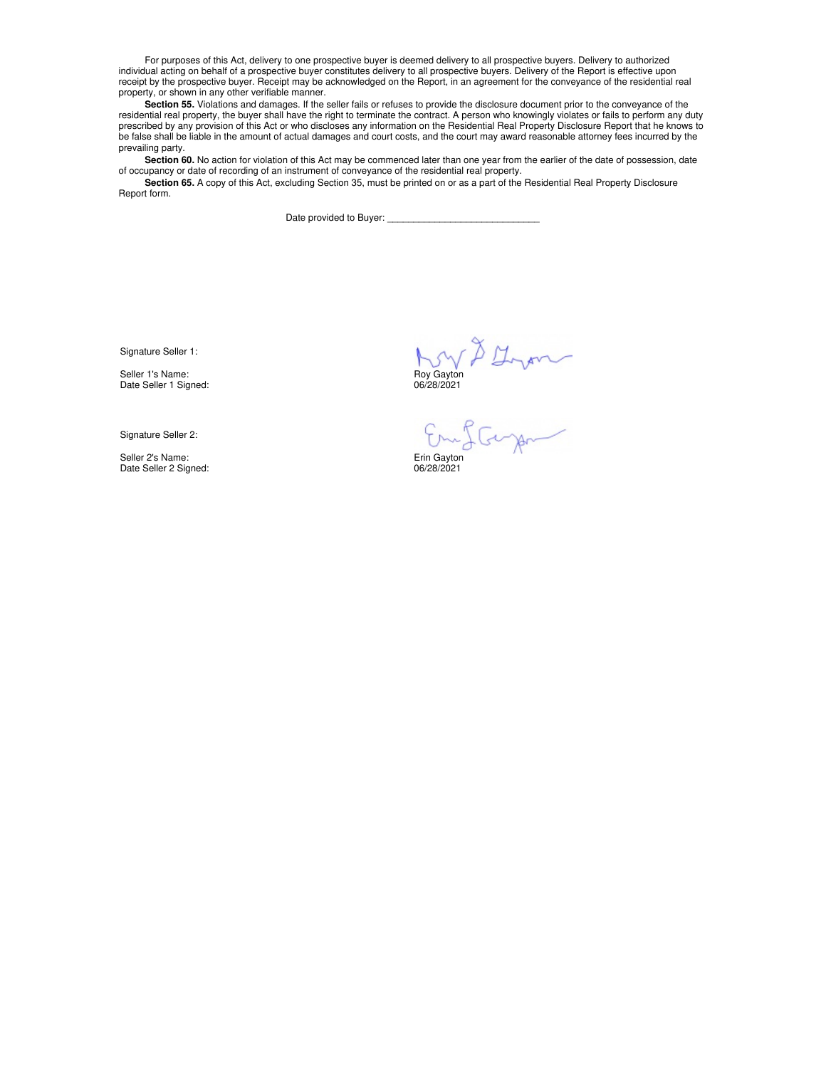For purposes of this Act, delivery to one prospective buyer is deemed delivery to all prospective buyers. Delivery to authorized individual acting on behalf of a prospective buyer constitutes delivery to all prospective buyers. Delivery of the Report is effective upon receipt by the prospective buyer. Receipt may be acknowledged on the Report, in an agreement for the conveyance of the residential real property, or shown in any other verifiable manner.

**Section 55.** Violations and damages. If the seller fails or refuses to provide the disclosure document prior to the conveyance of the residential real property, the buyer shall have the right to terminate the contract. A person who knowingly violates or fails to perform any duty prescribed by any provision of this Act or who discloses any information on the Residential Real Property Disclosure Report that he knows to be false shall be liable in the amount of actual damages and court costs, and the court may award reasonable attorney fees incurred by the prevailing party.

**Section 60.** No action for violation of this Act may be commenced later than one year from the earlier of the date of possession, date of occupancy or date of recording of an instrument of conveyance of the residential real property.

**Section 65.** A copy of this Act, excluding Section 35, must be printed on or as a part of the Residential Real Property Disclosure Report form.

Date provided to Buyer: ______________________________

Signature Seller 1:

Seller 1's Name: Roy Gayton
Date Seller 1 Signed: 06/28/2021

Signature Seller 2:

Seller 2's Name: Erin Gayton
Date Seller 2 Signed: 06/28/2021